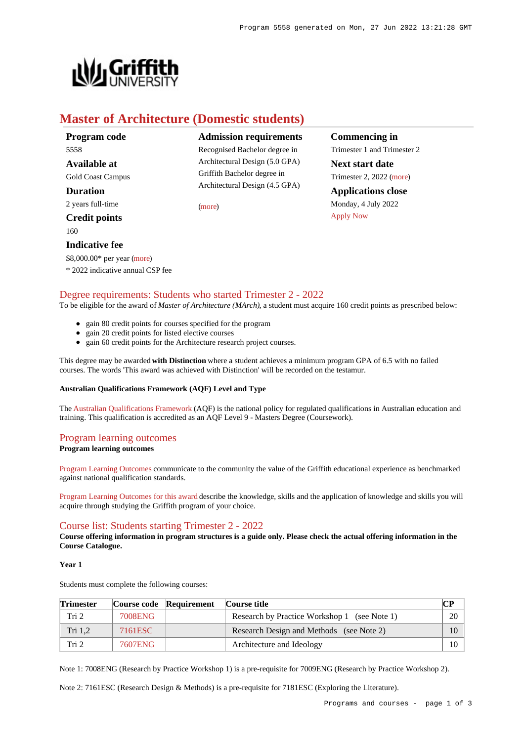# Master of Architecture (Domestic students)

**Program code**
5558

**Available at**
Gold Coast Campus

**Duration**
2 years full-time

**Credit points**
160

**Indicative fee**
$8,000.00* per year (more)
* 2022 indicative annual CSP fee

**Admission requirements**
Recognised Bachelor degree in Architectural Design (5.0 GPA)
Griffith Bachelor degree in Architectural Design (4.5 GPA)

(more)

**Commencing in**
Trimester 1 and Trimester 2

**Next start date**
Trimester 2, 2022 (more)

**Applications close**
Monday, 4 July 2022
Apply Now

## Degree requirements: Students who started Trimester 2 - 2022

To be eligible for the award of *Master of Architecture (MArch)*, a student must acquire 160 credit points as prescribed below:

- gain 80 credit points for courses specified for the program
- gain 20 credit points for listed elective courses
- gain 60 credit points for the Architecture research project courses.

This degree may be awarded **with Distinction** where a student achieves a minimum program GPA of 6.5 with no failed courses. The words 'This award was achieved with Distinction' will be recorded on the testamur.

**Australian Qualifications Framework (AQF) Level and Type**

The Australian Qualifications Framework (AQF) is the national policy for regulated qualifications in Australian education and training. This qualification is accredited as an AQF Level 9 - Masters Degree (Coursework).

## Program learning outcomes

**Program learning outcomes**

Program Learning Outcomes communicate to the community the value of the Griffith educational experience as benchmarked against national qualification standards.

Program Learning Outcomes for this award describe the knowledge, skills and the application of knowledge and skills you will acquire through studying the Griffith program of your choice.

## Course list: Students starting Trimester 2 - 2022

**Course offering information in program structures is a guide only. Please check the actual offering information in the Course Catalogue.**

**Year 1**

Students must complete the following courses:

| Trimester | Course code | Requirement | Course title | CP |
|---|---|---|---|---|
| Tri 2 | 7008ENG | | Research by Practice Workshop 1 (see Note 1) | 20 |
| Tri 1,2 | 7161ESC | | Research Design and Methods (see Note 2) | 10 |
| Tri 2 | 7607ENG | | Architecture and Ideology | 10 |

Note 1: 7008ENG (Research by Practice Workshop 1) is a pre-requisite for 7009ENG (Research by Practice Workshop 2).

Note 2: 7161ESC (Research Design & Methods) is a pre-requisite for 7181ESC (Exploring the Literature).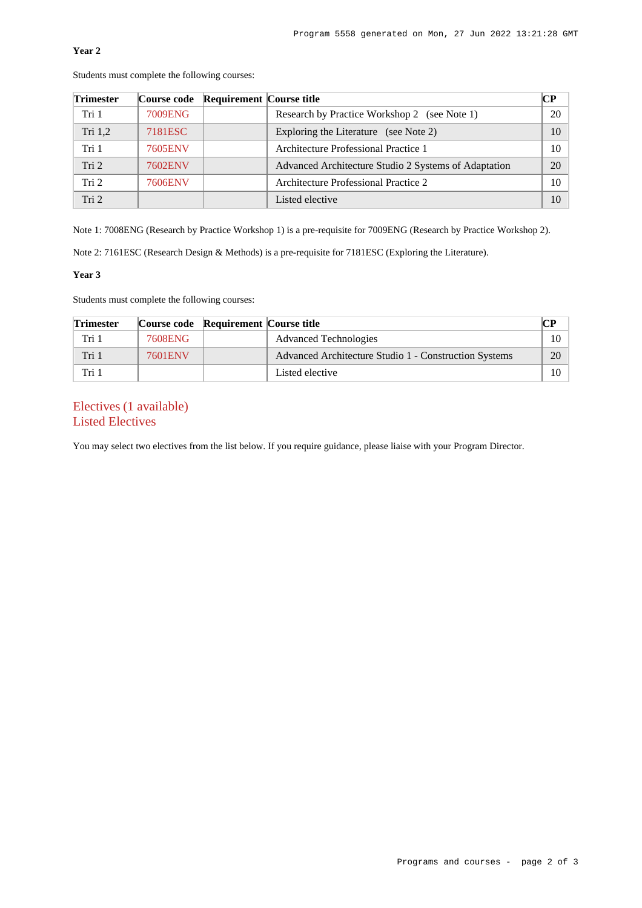**Year 2**

Students must complete the following courses:

| Trimester | Course code | Requirement | Course title | CP |
|---|---|---|---|---|
| Tri 1 | 7009ENG | | Research by Practice Workshop 2 (see Note 1) | 20 |
| Tri 1,2 | 7181ESC | | Exploring the Literature (see Note 2) | 10 |
| Tri 1 | 7605ENV | | Architecture Professional Practice 1 | 10 |
| Tri 2 | 7602ENV | | Advanced Architecture Studio 2 Systems of Adaptation | 20 |
| Tri 2 | 7606ENV | | Architecture Professional Practice 2 | 10 |
| Tri 2 | | | Listed elective | 10 |

Note 1: 7008ENG (Research by Practice Workshop 1) is a pre-requisite for 7009ENG (Research by Practice Workshop 2).

Note 2: 7161ESC (Research Design & Methods) is a pre-requisite for 7181ESC (Exploring the Literature).

**Year 3**

Students must complete the following courses:

| Trimester | Course code | Requirement | Course title | CP |
|---|---|---|---|---|
| Tri 1 | 7608ENG | | Advanced Technologies | 10 |
| Tri 1 | 7601ENV | | Advanced Architecture Studio 1 - Construction Systems | 20 |
| Tri 1 | | | Listed elective | 10 |

## Electives (1 available)

## Listed Electives

You may select two electives from the list below. If you require guidance, please liaise with your Program Director.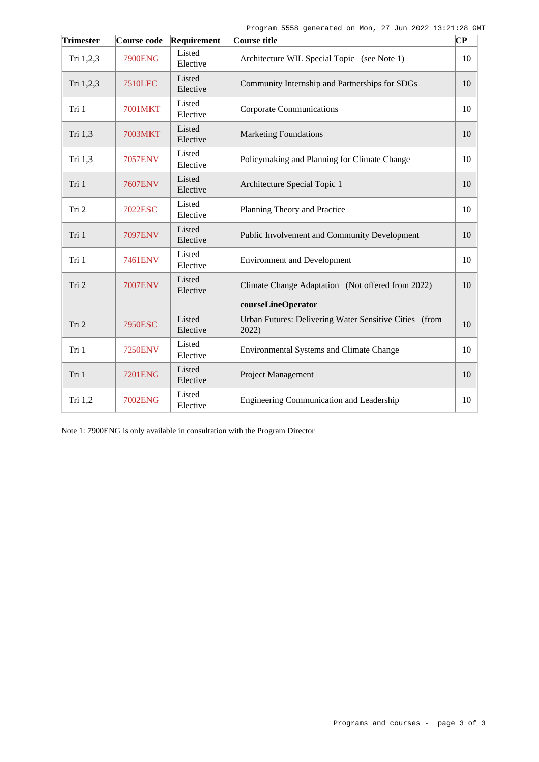| Trimester | Course code | Requirement | Course title | CP |
|---|---|---|---|---|
| Tri 1,2,3 | 7900ENG | Listed Elective | Architecture WIL Special Topic (see Note 1) | 10 |
| Tri 1,2,3 | 7510LFC | Listed Elective | Community Internship and Partnerships for SDGs | 10 |
| Tri 1 | 7001MKT | Listed Elective | Corporate Communications | 10 |
| Tri 1,3 | 7003MKT | Listed Elective | Marketing Foundations | 10 |
| Tri 1,3 | 7057ENV | Listed Elective | Policymaking and Planning for Climate Change | 10 |
| Tri 1 | 7607ENV | Listed Elective | Architecture Special Topic 1 | 10 |
| Tri 2 | 7022ESC | Listed Elective | Planning Theory and Practice | 10 |
| Tri 1 | 7097ENV | Listed Elective | Public Involvement and Community Development | 10 |
| Tri 1 | 7461ENV | Listed Elective | Environment and Development | 10 |
| Tri 2 | 7007ENV | Listed Elective | Climate Change Adaptation (Not offered from 2022) | 10 |
| | | | **courseLineOperator** | |
| Tri 2 | 7950ESC | Listed Elective | Urban Futures: Delivering Water Sensitive Cities (from 2022) | 10 |
| Tri 1 | 7250ENV | Listed Elective | Environmental Systems and Climate Change | 10 |
| Tri 1 | 7201ENG | Listed Elective | Project Management | 10 |
| Tri 1,2 | 7002ENG | Listed Elective | Engineering Communication and Leadership | 10 |

Note 1: 7900ENG is only available in consultation with the Program Director